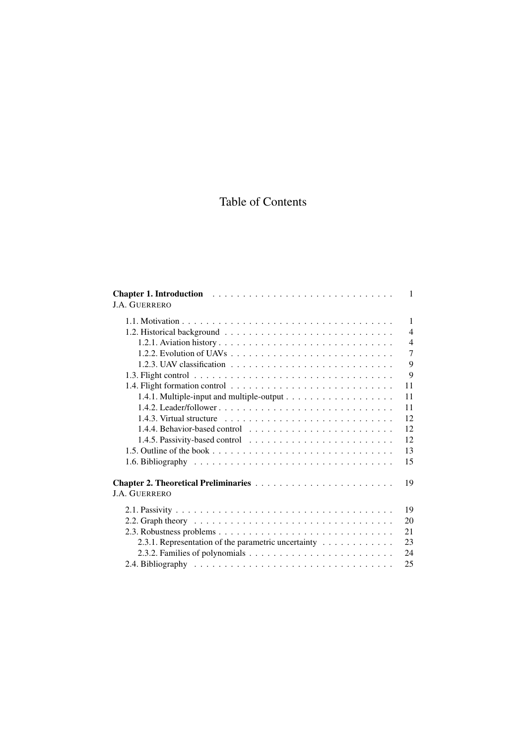# Table of Contents

**Chapter 1. Introduction** . . . . . . . . . . . . . . . . . . . . . . . . . . . . . 1
J.A. GUERRERO

- 1.1. Motivation . . . . . . . . . . . . . . . . . . . . . . . . . . . . . . . . . . . 1
- 1.2. Historical background . . . . . . . . . . . . . . . . . . . . . . . . . . . . 4
  - 1.2.1. Aviation history . . . . . . . . . . . . . . . . . . . . . . . . . . . . 4
  - 1.2.2. Evolution of UAVs . . . . . . . . . . . . . . . . . . . . . . . . . . . 7
  - 1.2.3. UAV classification . . . . . . . . . . . . . . . . . . . . . . . . . . . 9
- 1.3. Flight control . . . . . . . . . . . . . . . . . . . . . . . . . . . . . . . . . 9
- 1.4. Flight formation control . . . . . . . . . . . . . . . . . . . . . . . . . . . 11
  - 1.4.1. Multiple-input and multiple-output . . . . . . . . . . . . . . . . . . 11
  - 1.4.2. Leader/follower . . . . . . . . . . . . . . . . . . . . . . . . . . . . . 11
  - 1.4.3. Virtual structure . . . . . . . . . . . . . . . . . . . . . . . . . . . . 12
  - 1.4.4. Behavior-based control . . . . . . . . . . . . . . . . . . . . . . . . . 12
  - 1.4.5. Passivity-based control . . . . . . . . . . . . . . . . . . . . . . . . 12
- 1.5. Outline of the book . . . . . . . . . . . . . . . . . . . . . . . . . . . . . 13
- 1.6. Bibliography . . . . . . . . . . . . . . . . . . . . . . . . . . . . . . . . 15

**Chapter 2. Theoretical Preliminaries** . . . . . . . . . . . . . . . . . . . . . . . 19
J.A. GUERRERO

- 2.1. Passivity . . . . . . . . . . . . . . . . . . . . . . . . . . . . . . . . . . . 19
- 2.2. Graph theory . . . . . . . . . . . . . . . . . . . . . . . . . . . . . . . . . 20
- 2.3. Robustness problems . . . . . . . . . . . . . . . . . . . . . . . . . . . . . 21
  - 2.3.1. Representation of the parametric uncertainty . . . . . . . . . . . . 23
  - 2.3.2. Families of polynomials . . . . . . . . . . . . . . . . . . . . . . . . 24
- 2.4. Bibliography . . . . . . . . . . . . . . . . . . . . . . . . . . . . . . . . 25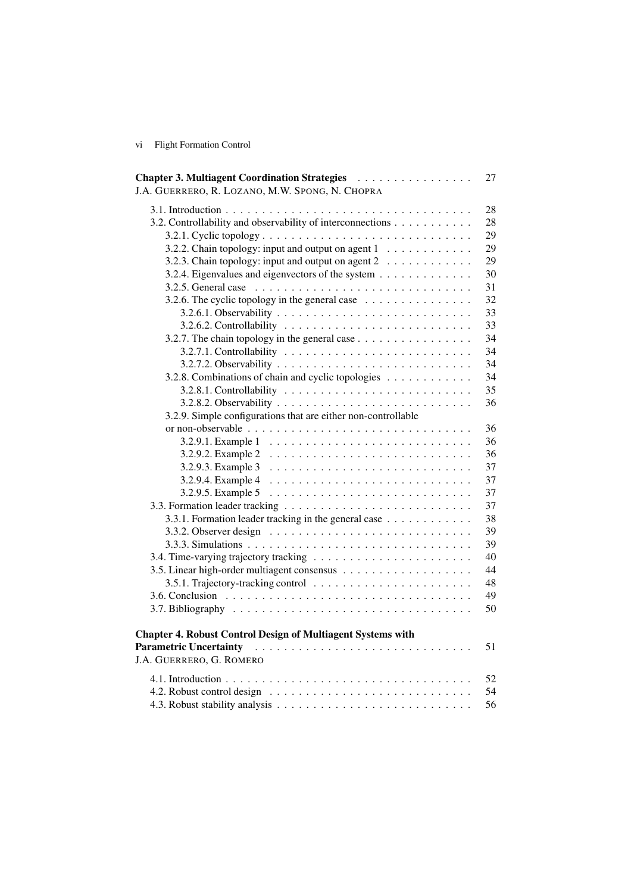**Chapter 3. Multiagent Coordination Strategies** . . . . . . . . . . . . . . . . 27
J.A. GUERRERO, R. LOZANO, M.W. SPONG, N. CHOPRA

- 3.1. Introduction . . . . . . . . . . . . . . . . . . . . . . . . . . . . . . . . . . 28
- 3.2. Controllability and observability of interconnections . . . . . . . . . . . 28
  - 3.2.1. Cyclic topology . . . . . . . . . . . . . . . . . . . . . . . . . . . . 29
  - 3.2.2. Chain topology: input and output on agent 1 . . . . . . . . . . . . 29
  - 3.2.3. Chain topology: input and output on agent 2 . . . . . . . . . . . . 29
  - 3.2.4. Eigenvalues and eigenvectors of the system . . . . . . . . . . . . 30
  - 3.2.5. General case . . . . . . . . . . . . . . . . . . . . . . . . . . . . . 31
  - 3.2.6. The cyclic topology in the general case . . . . . . . . . . . . . . . 32
    - 3.2.6.1. Observability . . . . . . . . . . . . . . . . . . . . . . . . . . 33
    - 3.2.6.2. Controllability . . . . . . . . . . . . . . . . . . . . . . . . . 33
  - 3.2.7. The chain topology in the general case . . . . . . . . . . . . . . . . 34
    - 3.2.7.1. Controllability . . . . . . . . . . . . . . . . . . . . . . . . . 34
    - 3.2.7.2. Observability . . . . . . . . . . . . . . . . . . . . . . . . . . 34
  - 3.2.8. Combinations of chain and cyclic topologies . . . . . . . . . . . . 34
    - 3.2.8.1. Controllability . . . . . . . . . . . . . . . . . . . . . . . . . 35
    - 3.2.8.2. Observability . . . . . . . . . . . . . . . . . . . . . . . . . . 36
  - 3.2.9. Simple configurations that are either non-controllable or non-observable . . . . . . . . . . . . . . . . . . . . . . . . . . . . . . 36
    - 3.2.9.1. Example 1 . . . . . . . . . . . . . . . . . . . . . . . . . . . 36
    - 3.2.9.2. Example 2 . . . . . . . . . . . . . . . . . . . . . . . . . . . 36
    - 3.2.9.3. Example 3 . . . . . . . . . . . . . . . . . . . . . . . . . . . 37
    - 3.2.9.4. Example 4 . . . . . . . . . . . . . . . . . . . . . . . . . . . 37
    - 3.2.9.5. Example 5 . . . . . . . . . . . . . . . . . . . . . . . . . . . 37
- 3.3. Formation leader tracking . . . . . . . . . . . . . . . . . . . . . . . . . . 37
  - 3.3.1. Formation leader tracking in the general case . . . . . . . . . . . . 38
  - 3.3.2. Observer design . . . . . . . . . . . . . . . . . . . . . . . . . . . 39
  - 3.3.3. Simulations . . . . . . . . . . . . . . . . . . . . . . . . . . . . . . 39
- 3.4. Time-varying trajectory tracking . . . . . . . . . . . . . . . . . . . . . . 40
- 3.5. Linear high-order multiagent consensus . . . . . . . . . . . . . . . . . . 44
  - 3.5.1. Trajectory-tracking control . . . . . . . . . . . . . . . . . . . . . . 48
- 3.6. Conclusion . . . . . . . . . . . . . . . . . . . . . . . . . . . . . . . . . . 49
- 3.7. Bibliography . . . . . . . . . . . . . . . . . . . . . . . . . . . . . . . . . 50

**Chapter 4. Robust Control Design of Multiagent Systems with Parametric Uncertainty** . . . . . . . . . . . . . . . . . . . . . . . . . . . . . 51
J.A. GUERRERO, G. ROMERO

- 4.1. Introduction . . . . . . . . . . . . . . . . . . . . . . . . . . . . . . . . . . 52
- 4.2. Robust control design . . . . . . . . . . . . . . . . . . . . . . . . . . . . 54
- 4.3. Robust stability analysis . . . . . . . . . . . . . . . . . . . . . . . . . . . 56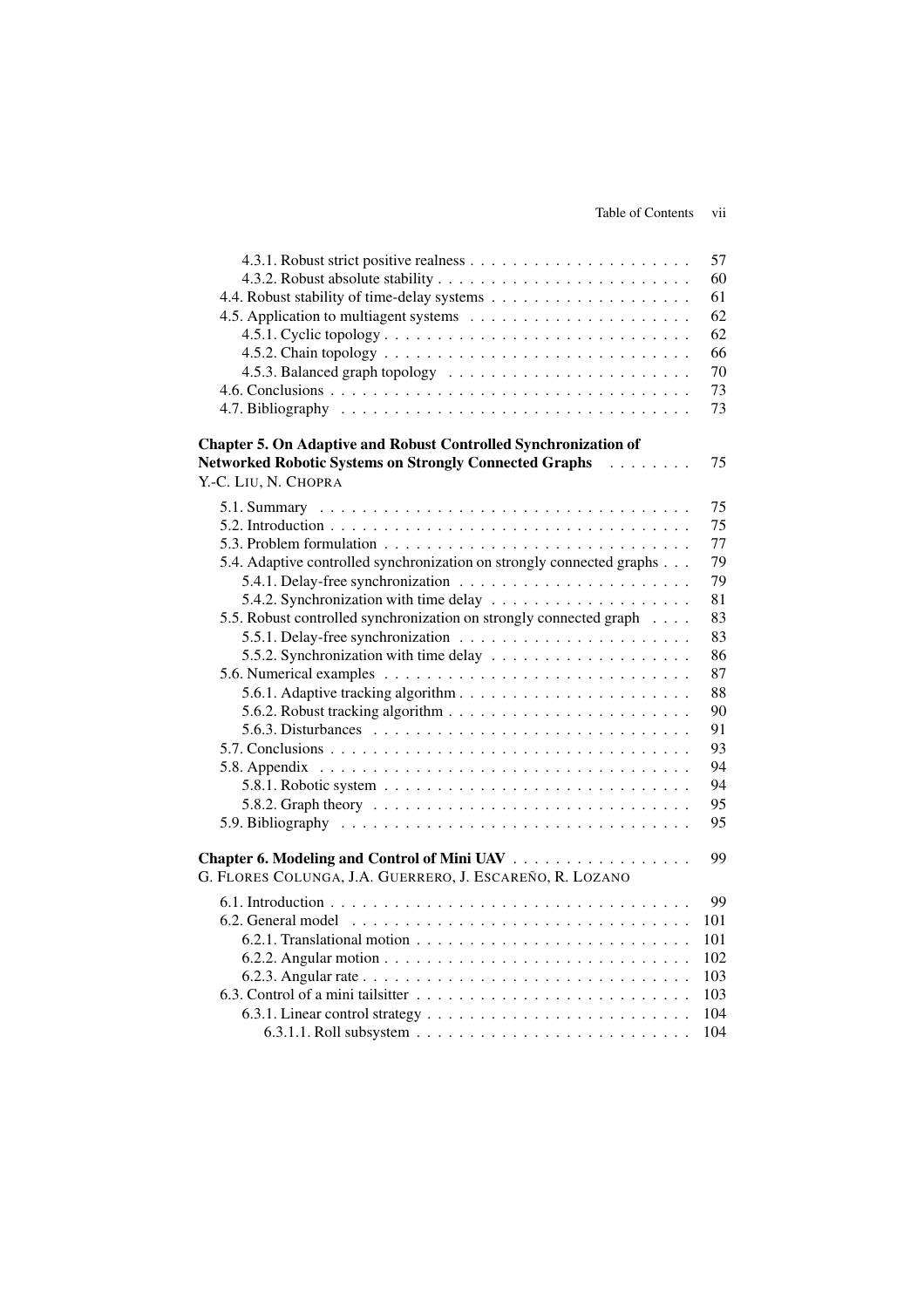4.3.1. Robust strict positive realness . . . . . . . . . . . . . . . . . . . . . 57
4.3.2. Robust absolute stability . . . . . . . . . . . . . . . . . . . . . . . . 60
4.4. Robust stability of time-delay systems . . . . . . . . . . . . . . . . . . . 61
4.5. Application to multiagent systems . . . . . . . . . . . . . . . . . . . . . 62
4.5.1. Cyclic topology . . . . . . . . . . . . . . . . . . . . . . . . . . . . 62
4.5.2. Chain topology . . . . . . . . . . . . . . . . . . . . . . . . . . . . 66
4.5.3. Balanced graph topology . . . . . . . . . . . . . . . . . . . . . . . 70
4.6. Conclusions . . . . . . . . . . . . . . . . . . . . . . . . . . . . . . . . . 73
4.7. Bibliography . . . . . . . . . . . . . . . . . . . . . . . . . . . . . . . . 73

**Chapter 5. On Adaptive and Robust Controlled Synchronization of Networked Robotic Systems on Strongly Connected Graphs** . . . . . . . . 75
Y.-C. LIU, N. CHOPRA

5.1. Summary . . . . . . . . . . . . . . . . . . . . . . . . . . . . . . . . . . 75
5.2. Introduction . . . . . . . . . . . . . . . . . . . . . . . . . . . . . . . . . 75
5.3. Problem formulation . . . . . . . . . . . . . . . . . . . . . . . . . . . . 77
5.4. Adaptive controlled synchronization on strongly connected graphs . . . 79
5.4.1. Delay-free synchronization . . . . . . . . . . . . . . . . . . . . . . 79
5.4.2. Synchronization with time delay . . . . . . . . . . . . . . . . . . . 81
5.5. Robust controlled synchronization on strongly connected graph . . . . 83
5.5.1. Delay-free synchronization . . . . . . . . . . . . . . . . . . . . . . 83
5.5.2. Synchronization with time delay . . . . . . . . . . . . . . . . . . . 86
5.6. Numerical examples . . . . . . . . . . . . . . . . . . . . . . . . . . . . 87
5.6.1. Adaptive tracking algorithm . . . . . . . . . . . . . . . . . . . . . . 88
5.6.2. Robust tracking algorithm . . . . . . . . . . . . . . . . . . . . . . . 90
5.6.3. Disturbances . . . . . . . . . . . . . . . . . . . . . . . . . . . . . . 91
5.7. Conclusions . . . . . . . . . . . . . . . . . . . . . . . . . . . . . . . . . 93
5.8. Appendix . . . . . . . . . . . . . . . . . . . . . . . . . . . . . . . . . . 94
5.8.1. Robotic system . . . . . . . . . . . . . . . . . . . . . . . . . . . . . 94
5.8.2. Graph theory . . . . . . . . . . . . . . . . . . . . . . . . . . . . . . 95
5.9. Bibliography . . . . . . . . . . . . . . . . . . . . . . . . . . . . . . . . 95

**Chapter 6. Modeling and Control of Mini UAV** . . . . . . . . . . . . . . . . 99
G. FLORES COLUNGA, J.A. GUERRERO, J. ESCAREÑO, R. LOZANO

6.1. Introduction . . . . . . . . . . . . . . . . . . . . . . . . . . . . . . . . . 99
6.2. General model . . . . . . . . . . . . . . . . . . . . . . . . . . . . . . . 101
6.2.1. Translational motion . . . . . . . . . . . . . . . . . . . . . . . . . . 101
6.2.2. Angular motion . . . . . . . . . . . . . . . . . . . . . . . . . . . . . 102
6.2.3. Angular rate . . . . . . . . . . . . . . . . . . . . . . . . . . . . . . . 103
6.3. Control of a mini tailsitter . . . . . . . . . . . . . . . . . . . . . . . . . 103
6.3.1. Linear control strategy . . . . . . . . . . . . . . . . . . . . . . . . . 104
6.3.1.1. Roll subsystem . . . . . . . . . . . . . . . . . . . . . . . . . . 104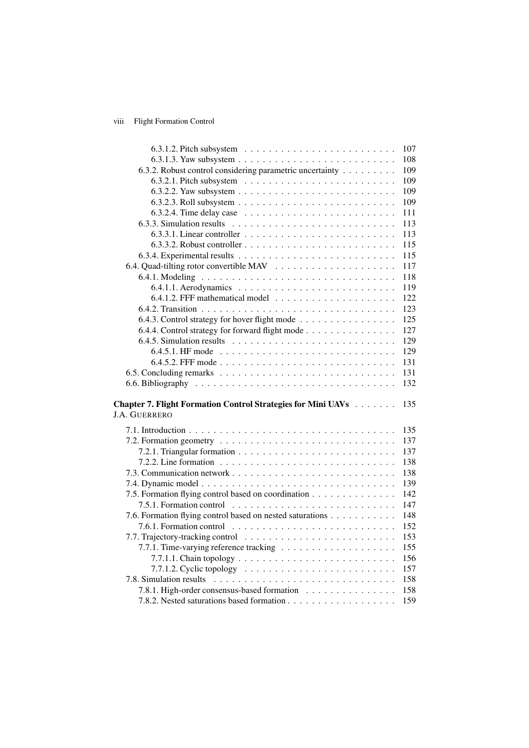6.3.1.2. Pitch subsystem . . . . . . . . . . . . . . . . . . . . . . . . . 107
6.3.1.3. Yaw subsystem . . . . . . . . . . . . . . . . . . . . . . . . . . 108
6.3.2. Robust control considering parametric uncertainty . . . . . . . . . 109
6.3.2.1. Pitch subsystem . . . . . . . . . . . . . . . . . . . . . . . . . 109
6.3.2.2. Yaw subsystem . . . . . . . . . . . . . . . . . . . . . . . . . . 109
6.3.2.3. Roll subsystem . . . . . . . . . . . . . . . . . . . . . . . . . . 109
6.3.2.4. Time delay case . . . . . . . . . . . . . . . . . . . . . . . . . 111
6.3.3. Simulation results . . . . . . . . . . . . . . . . . . . . . . . . . . 113
6.3.3.1. Linear controller . . . . . . . . . . . . . . . . . . . . . . . . . 113
6.3.3.2. Robust controller . . . . . . . . . . . . . . . . . . . . . . . . . 115
6.3.4. Experimental results . . . . . . . . . . . . . . . . . . . . . . . . . 115
6.4. Quad-tilting rotor convertible MAV . . . . . . . . . . . . . . . . . . . . 117
6.4.1. Modeling . . . . . . . . . . . . . . . . . . . . . . . . . . . . . . . 118
6.4.1.1. Aerodynamics . . . . . . . . . . . . . . . . . . . . . . . . . . 119
6.4.1.2. FFF mathematical model . . . . . . . . . . . . . . . . . . . . 122
6.4.2. Transition . . . . . . . . . . . . . . . . . . . . . . . . . . . . . . . 123
6.4.3. Control strategy for hover flight mode . . . . . . . . . . . . . . . . 125
6.4.4. Control strategy for forward flight mode . . . . . . . . . . . . . . . 127
6.4.5. Simulation results . . . . . . . . . . . . . . . . . . . . . . . . . . 129
6.4.5.1. HF mode . . . . . . . . . . . . . . . . . . . . . . . . . . . . . 129
6.4.5.2. FFF mode . . . . . . . . . . . . . . . . . . . . . . . . . . . . . 131
6.5. Concluding remarks . . . . . . . . . . . . . . . . . . . . . . . . . . . . 131
6.6. Bibliography . . . . . . . . . . . . . . . . . . . . . . . . . . . . . . . . 132

**Chapter 7. Flight Formation Control Strategies for Mini UAVs** . . . . . . . 135
J.A. GUERRERO

7.1. Introduction . . . . . . . . . . . . . . . . . . . . . . . . . . . . . . . . . 135
7.2. Formation geometry . . . . . . . . . . . . . . . . . . . . . . . . . . . . 137
7.2.1. Triangular formation . . . . . . . . . . . . . . . . . . . . . . . . . 137
7.2.2. Line formation . . . . . . . . . . . . . . . . . . . . . . . . . . . . 138
7.3. Communication network . . . . . . . . . . . . . . . . . . . . . . . . . . 138
7.4. Dynamic model . . . . . . . . . . . . . . . . . . . . . . . . . . . . . . . 139
7.5. Formation flying control based on coordination . . . . . . . . . . . . . 142
7.5.1. Formation control . . . . . . . . . . . . . . . . . . . . . . . . . . 147
7.6. Formation flying control based on nested saturations . . . . . . . . . . . 148
7.6.1. Formation control . . . . . . . . . . . . . . . . . . . . . . . . . . 152
7.7. Trajectory-tracking control . . . . . . . . . . . . . . . . . . . . . . . . 153
7.7.1. Time-varying reference tracking . . . . . . . . . . . . . . . . . . . 155
7.7.1.1. Chain topology . . . . . . . . . . . . . . . . . . . . . . . . . . 156
7.7.1.2. Cyclic topology . . . . . . . . . . . . . . . . . . . . . . . . . 157
7.8. Simulation results . . . . . . . . . . . . . . . . . . . . . . . . . . . . . 158
7.8.1. High-order consensus-based formation . . . . . . . . . . . . . . . 158
7.8.2. Nested saturations based formation . . . . . . . . . . . . . . . . . . 159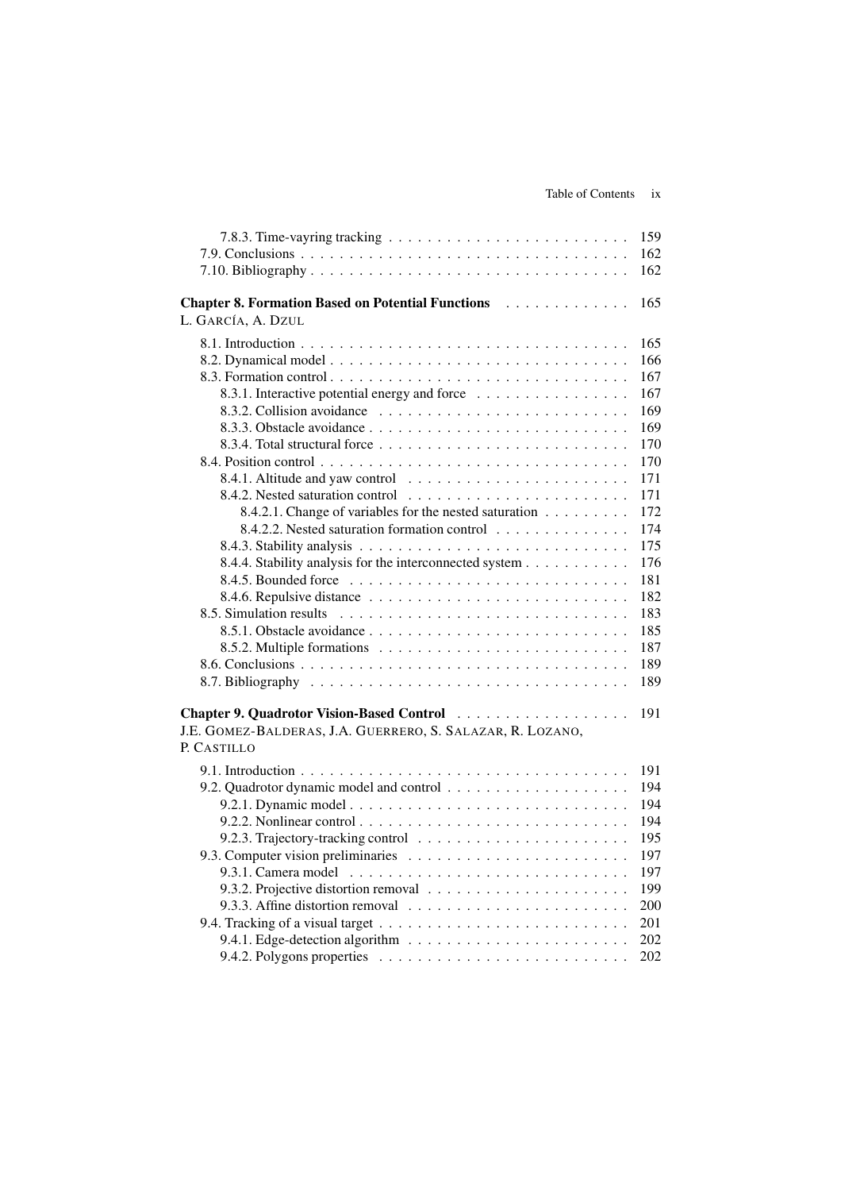7.8.3. Time-vayring tracking . . . . . . . . . . . . . . . . . . . . . . . . . 159
7.9. Conclusions . . . . . . . . . . . . . . . . . . . . . . . . . . . . . . . . . . 162
7.10. Bibliography . . . . . . . . . . . . . . . . . . . . . . . . . . . . . . . . 162

**Chapter 8. Formation Based on Potential Functions** . . . . . . . . . . . . 165
L. GARCÍA, A. DZUL

8.1. Introduction . . . . . . . . . . . . . . . . . . . . . . . . . . . . . . . . . . 165
8.2. Dynamical model . . . . . . . . . . . . . . . . . . . . . . . . . . . . . . 166
8.3. Formation control . . . . . . . . . . . . . . . . . . . . . . . . . . . . . . 167
8.3.1. Interactive potential energy and force . . . . . . . . . . . . . . . . 167
8.3.2. Collision avoidance . . . . . . . . . . . . . . . . . . . . . . . . . . 169
8.3.3. Obstacle avoidance . . . . . . . . . . . . . . . . . . . . . . . . . . . 169
8.3.4. Total structural force . . . . . . . . . . . . . . . . . . . . . . . . . . 170
8.4. Position control . . . . . . . . . . . . . . . . . . . . . . . . . . . . . . . 170
8.4.1. Altitude and yaw control . . . . . . . . . . . . . . . . . . . . . . . 171
8.4.2. Nested saturation control . . . . . . . . . . . . . . . . . . . . . . . 171
8.4.2.1. Change of variables for the nested saturation . . . . . . . . . 172
8.4.2.2. Nested saturation formation control . . . . . . . . . . . . . . 174
8.4.3. Stability analysis . . . . . . . . . . . . . . . . . . . . . . . . . . . . 175
8.4.4. Stability analysis for the interconnected system . . . . . . . . . . . 176
8.4.5. Bounded force . . . . . . . . . . . . . . . . . . . . . . . . . . . . . 181
8.4.6. Repulsive distance . . . . . . . . . . . . . . . . . . . . . . . . . . . 182
8.5. Simulation results . . . . . . . . . . . . . . . . . . . . . . . . . . . . . 183
8.5.1. Obstacle avoidance . . . . . . . . . . . . . . . . . . . . . . . . . . . 185
8.5.2. Multiple formations . . . . . . . . . . . . . . . . . . . . . . . . . . 187
8.6. Conclusions . . . . . . . . . . . . . . . . . . . . . . . . . . . . . . . . . 189
8.7. Bibliography . . . . . . . . . . . . . . . . . . . . . . . . . . . . . . . . 189

**Chapter 9. Quadrotor Vision-Based Control** . . . . . . . . . . . . . . . . . 191
J.E. GOMEZ-BALDERAS, J.A. GUERRERO, S. SALAZAR, R. LOZANO, P. CASTILLO

9.1. Introduction . . . . . . . . . . . . . . . . . . . . . . . . . . . . . . . . . . 191
9.2. Quadrotor dynamic model and control . . . . . . . . . . . . . . . . . . 194
9.2.1. Dynamic model . . . . . . . . . . . . . . . . . . . . . . . . . . . . . 194
9.2.2. Nonlinear control . . . . . . . . . . . . . . . . . . . . . . . . . . . . 194
9.2.3. Trajectory-tracking control . . . . . . . . . . . . . . . . . . . . . . 195
9.3. Computer vision preliminaries . . . . . . . . . . . . . . . . . . . . . . 197
9.3.1. Camera model . . . . . . . . . . . . . . . . . . . . . . . . . . . . . 197
9.3.2. Projective distortion removal . . . . . . . . . . . . . . . . . . . . . 199
9.3.3. Affine distortion removal . . . . . . . . . . . . . . . . . . . . . . . 200
9.4. Tracking of a visual target . . . . . . . . . . . . . . . . . . . . . . . . . 201
9.4.1. Edge-detection algorithm . . . . . . . . . . . . . . . . . . . . . . . 202
9.4.2. Polygons properties . . . . . . . . . . . . . . . . . . . . . . . . . . 202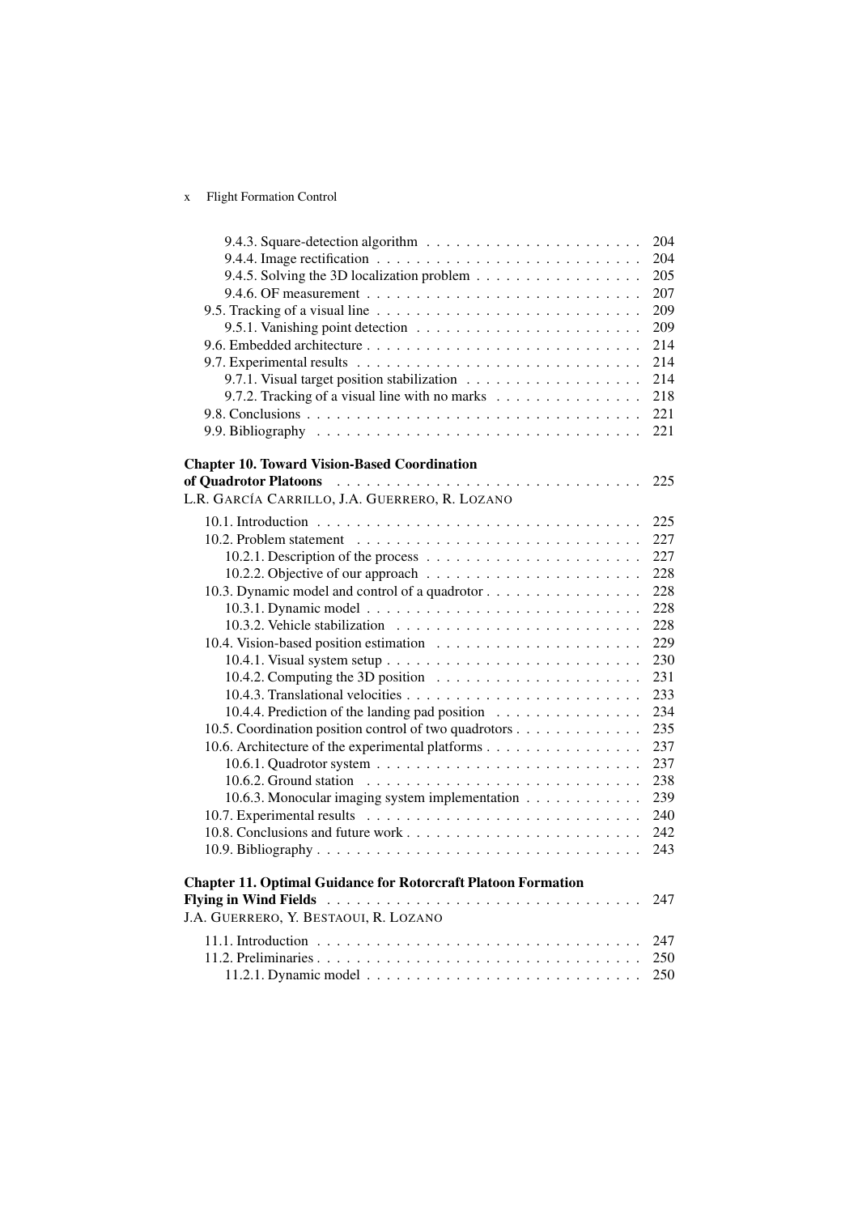9.4.3. Square-detection algorithm . . . . . . . . . . . . . . . . . . . . . . 204
9.4.4. Image rectification . . . . . . . . . . . . . . . . . . . . . . . . . . . 204
9.4.5. Solving the 3D localization problem . . . . . . . . . . . . . . . . . 205
9.4.6. OF measurement . . . . . . . . . . . . . . . . . . . . . . . . . . . . 207
9.5. Tracking of a visual line . . . . . . . . . . . . . . . . . . . . . . . . . . 209
9.5.1. Vanishing point detection . . . . . . . . . . . . . . . . . . . . . . . 209
9.6. Embedded architecture . . . . . . . . . . . . . . . . . . . . . . . . . . . 214
9.7. Experimental results . . . . . . . . . . . . . . . . . . . . . . . . . . . . 214
9.7.1. Visual target position stabilization . . . . . . . . . . . . . . . . . . 214
9.7.2. Tracking of a visual line with no marks . . . . . . . . . . . . . . . 218
9.8. Conclusions . . . . . . . . . . . . . . . . . . . . . . . . . . . . . . . . . 221
9.9. Bibliography . . . . . . . . . . . . . . . . . . . . . . . . . . . . . . . . 221

**Chapter 10. Toward Vision-Based Coordination of Quadrotor Platoons** . . . . . . . . . . . . . . . . . . . . . . . . . . . . . . . 225
L.R. GARCÍA CARRILLO, J.A. GUERRERO, R. LOZANO

10.1. Introduction . . . . . . . . . . . . . . . . . . . . . . . . . . . . . . . . 225
10.2. Problem statement . . . . . . . . . . . . . . . . . . . . . . . . . . . . . 227
10.2.1. Description of the process . . . . . . . . . . . . . . . . . . . . . . 227
10.2.2. Objective of our approach . . . . . . . . . . . . . . . . . . . . . . 228
10.3. Dynamic model and control of a quadrotor . . . . . . . . . . . . . . . . 228
10.3.1. Dynamic model . . . . . . . . . . . . . . . . . . . . . . . . . . . . 228
10.3.2. Vehicle stabilization . . . . . . . . . . . . . . . . . . . . . . . . . 228
10.4. Vision-based position estimation . . . . . . . . . . . . . . . . . . . . . 229
10.4.1. Visual system setup . . . . . . . . . . . . . . . . . . . . . . . . . . 230
10.4.2. Computing the 3D position . . . . . . . . . . . . . . . . . . . . . . 231
10.4.3. Translational velocities . . . . . . . . . . . . . . . . . . . . . . . . 233
10.4.4. Prediction of the landing pad position . . . . . . . . . . . . . . . . 234
10.5. Coordination position control of two quadrotors . . . . . . . . . . . . . 235
10.6. Architecture of the experimental platforms . . . . . . . . . . . . . . . . 237
10.6.1. Quadrotor system . . . . . . . . . . . . . . . . . . . . . . . . . . . 237
10.6.2. Ground station . . . . . . . . . . . . . . . . . . . . . . . . . . . . 238
10.6.3. Monocular imaging system implementation . . . . . . . . . . . . 239
10.7. Experimental results . . . . . . . . . . . . . . . . . . . . . . . . . . . . 240
10.8. Conclusions and future work . . . . . . . . . . . . . . . . . . . . . . . . 242
10.9. Bibliography . . . . . . . . . . . . . . . . . . . . . . . . . . . . . . . . 243

**Chapter 11. Optimal Guidance for Rotorcraft Platoon Formation Flying in Wind Fields** . . . . . . . . . . . . . . . . . . . . . . . . . . . . . . . . 247
J.A. GUERRERO, Y. BESTAOUI, R. LOZANO

11.1. Introduction . . . . . . . . . . . . . . . . . . . . . . . . . . . . . . . . 247
11.2. Preliminaries . . . . . . . . . . . . . . . . . . . . . . . . . . . . . . . . 250
11.2.1. Dynamic model . . . . . . . . . . . . . . . . . . . . . . . . . . . . 250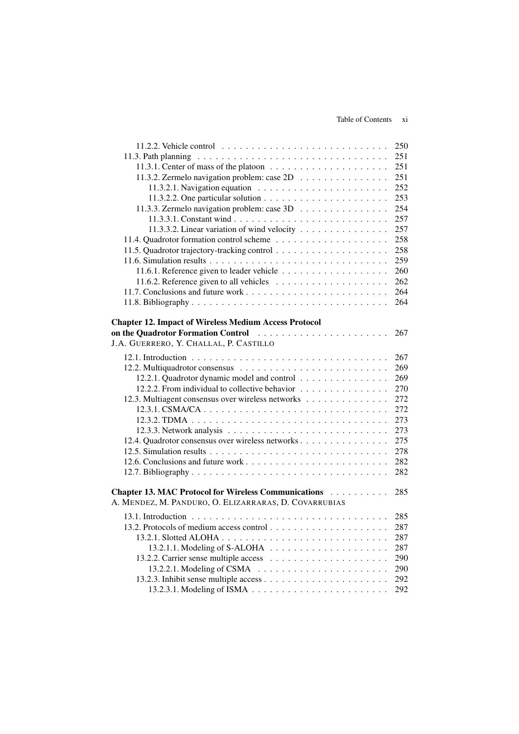11.2.2. Vehicle control . . . . . . . . . . . . . . . . . . . . . . . . . . . . 250
11.3. Path planning . . . . . . . . . . . . . . . . . . . . . . . . . . . . . . . . 251
11.3.1. Center of mass of the platoon . . . . . . . . . . . . . . . . . . . . 251
11.3.2. Zermelo navigation problem: case 2D . . . . . . . . . . . . . . . 251
11.3.2.1. Navigation equation . . . . . . . . . . . . . . . . . . . . . . 252
11.3.2.2. One particular solution . . . . . . . . . . . . . . . . . . . . . 253
11.3.3. Zermelo navigation problem: case 3D . . . . . . . . . . . . . . . 254
11.3.3.1. Constant wind . . . . . . . . . . . . . . . . . . . . . . . . . . 257
11.3.3.2. Linear variation of wind velocity . . . . . . . . . . . . . . . 257
11.4. Quadrotor formation control scheme . . . . . . . . . . . . . . . . . . . 258
11.5. Quadrotor trajectory-tracking control . . . . . . . . . . . . . . . . . . . 258
11.6. Simulation results . . . . . . . . . . . . . . . . . . . . . . . . . . . . . . 259
11.6.1. Reference given to leader vehicle . . . . . . . . . . . . . . . . . . 260
11.6.2. Reference given to all vehicles . . . . . . . . . . . . . . . . . . . 262
11.7. Conclusions and future work . . . . . . . . . . . . . . . . . . . . . . . . 264
11.8. Bibliography . . . . . . . . . . . . . . . . . . . . . . . . . . . . . . . . . 264

**Chapter 12. Impact of Wireless Medium Access Protocol on the Quadrotor Formation Control** . . . . . . . . . . . . . . . . . . . . . . 267
J.A. GUERRERO, Y. CHALLAL, P. CASTILLO

12.1. Introduction . . . . . . . . . . . . . . . . . . . . . . . . . . . . . . . . . 267
12.2. Multiquadrotor consensus . . . . . . . . . . . . . . . . . . . . . . . . . 269
12.2.1. Quadrotor dynamic model and control . . . . . . . . . . . . . . . 269
12.2.2. From individual to collective behavior . . . . . . . . . . . . . . . 270
12.3. Multiagent consensus over wireless networks . . . . . . . . . . . . . . 272
12.3.1. CSMA/CA . . . . . . . . . . . . . . . . . . . . . . . . . . . . . . . 272
12.3.2. TDMA . . . . . . . . . . . . . . . . . . . . . . . . . . . . . . . . . 273
12.3.3. Network analysis . . . . . . . . . . . . . . . . . . . . . . . . . . . 273
12.4. Quadrotor consensus over wireless networks . . . . . . . . . . . . . . . 275
12.5. Simulation results . . . . . . . . . . . . . . . . . . . . . . . . . . . . . . 278
12.6. Conclusions and future work . . . . . . . . . . . . . . . . . . . . . . . . 282
12.7. Bibliography . . . . . . . . . . . . . . . . . . . . . . . . . . . . . . . . . 282

**Chapter 13. MAC Protocol for Wireless Communications** . . . . . . . . . . 285
A. MENDEZ, M. PANDURO, O. ELIZARRARAS, D. COVARRUBIAS

13.1. Introduction . . . . . . . . . . . . . . . . . . . . . . . . . . . . . . . . . 285
13.2. Protocols of medium access control . . . . . . . . . . . . . . . . . . . . 287
13.2.1. Slotted ALOHA . . . . . . . . . . . . . . . . . . . . . . . . . . . . 287
13.2.1.1. Modeling of S-ALOHA . . . . . . . . . . . . . . . . . . . . . 287
13.2.2. Carrier sense multiple access . . . . . . . . . . . . . . . . . . . . 290
13.2.2.1. Modeling of CSMA . . . . . . . . . . . . . . . . . . . . . . . 290
13.2.3. Inhibit sense multiple access . . . . . . . . . . . . . . . . . . . . . 292
13.2.3.1. Modeling of ISMA . . . . . . . . . . . . . . . . . . . . . . . . 292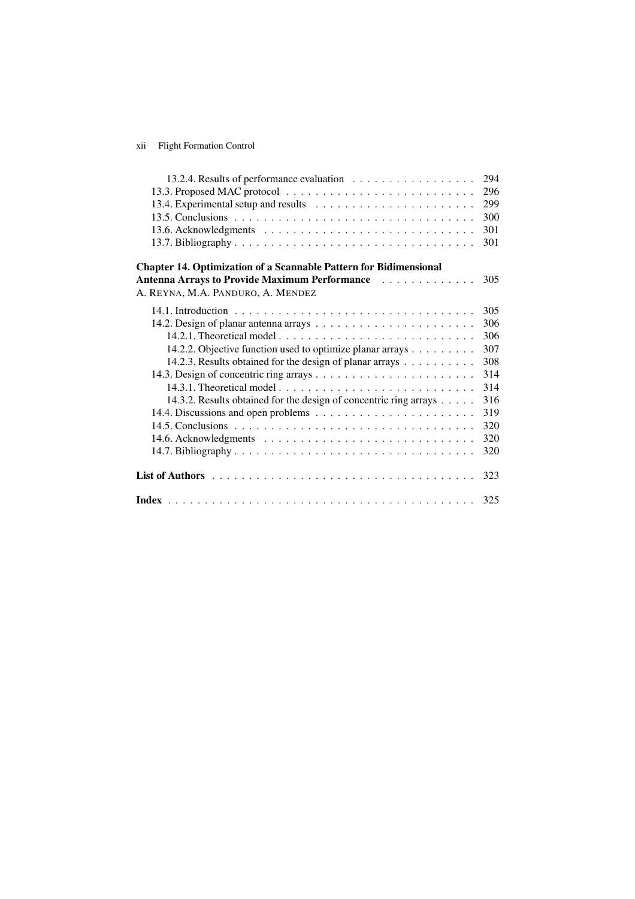13.2.4. Results of performance evaluation . . . . . . . . . . . . . . . . . 294
13.3. Proposed MAC protocol . . . . . . . . . . . . . . . . . . . . . . . . . . 296
13.4. Experimental setup and results . . . . . . . . . . . . . . . . . . . . . 299
13.5. Conclusions . . . . . . . . . . . . . . . . . . . . . . . . . . . . . . . . . 300
13.6. Acknowledgments . . . . . . . . . . . . . . . . . . . . . . . . . . . . . 301
13.7. Bibliography . . . . . . . . . . . . . . . . . . . . . . . . . . . . . . . . 301

**Chapter 14. Optimization of a Scannable Pattern for Bidimensional Antenna Arrays to Provide Maximum Performance** . . . . . . . . . . . . 305
A. REYNA, M.A. PANDURO, A. MENDEZ

14.1. Introduction . . . . . . . . . . . . . . . . . . . . . . . . . . . . . . . . . 305
14.2. Design of planar antenna arrays . . . . . . . . . . . . . . . . . . . . . . 306
14.2.1. Theoretical model . . . . . . . . . . . . . . . . . . . . . . . . . . . 306
14.2.2. Objective function used to optimize planar arrays . . . . . . . . . 307
14.2.3. Results obtained for the design of planar arrays . . . . . . . . . . 308
14.3. Design of concentric ring arrays . . . . . . . . . . . . . . . . . . . . . . 314
14.3.1. Theoretical model . . . . . . . . . . . . . . . . . . . . . . . . . . . 314
14.3.2. Results obtained for the design of concentric ring arrays . . . . . 316
14.4. Discussions and open problems . . . . . . . . . . . . . . . . . . . . . . 319
14.5. Conclusions . . . . . . . . . . . . . . . . . . . . . . . . . . . . . . . . . 320
14.6. Acknowledgments . . . . . . . . . . . . . . . . . . . . . . . . . . . . . 320
14.7. Bibliography . . . . . . . . . . . . . . . . . . . . . . . . . . . . . . . . 320

**List of Authors** . . . . . . . . . . . . . . . . . . . . . . . . . . . . . . . . . . 323

**Index** . . . . . . . . . . . . . . . . . . . . . . . . . . . . . . . . . . . . . . . 325